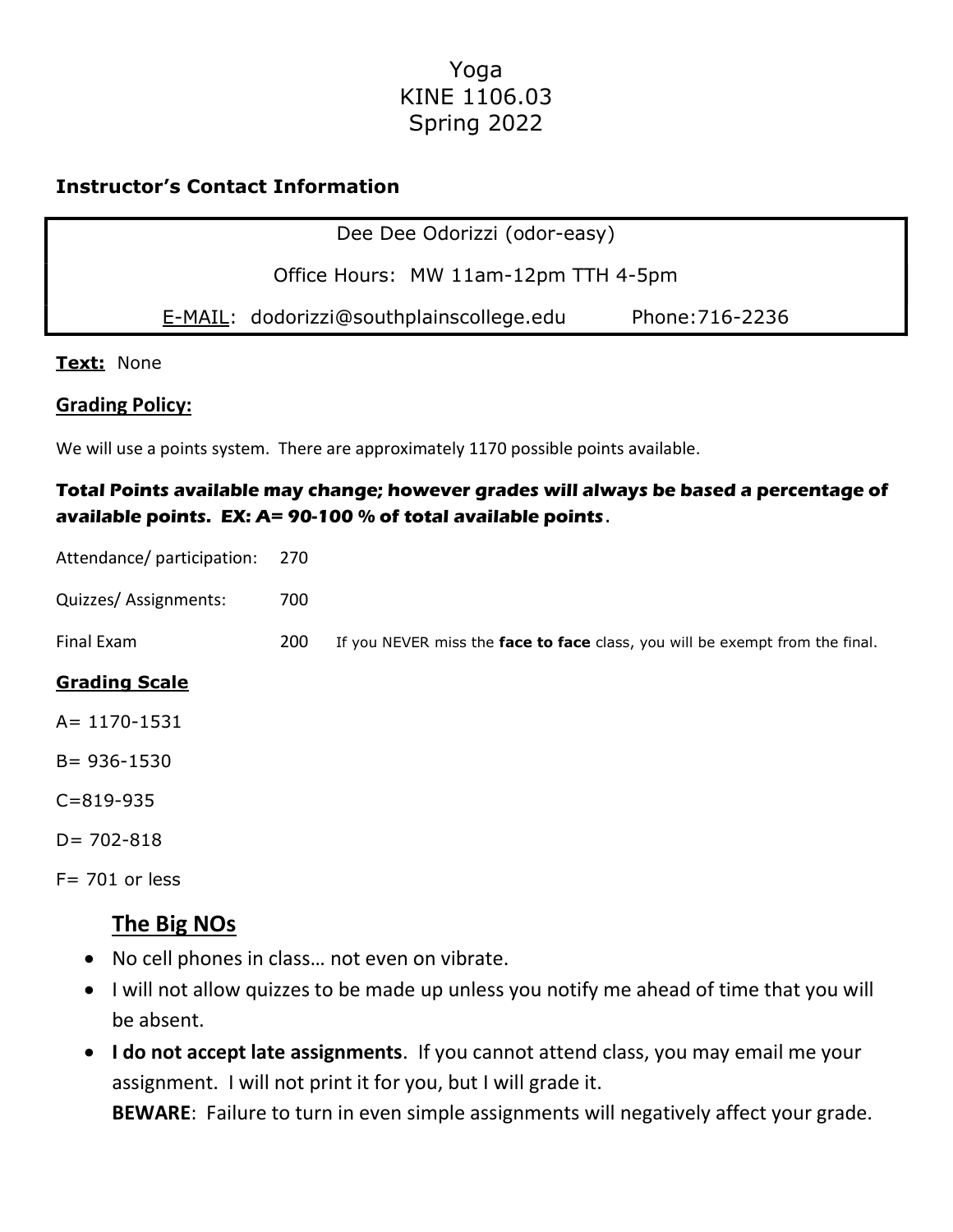# Yoga
# KINE 1106.03
# Spring 2022

### Instructor's Contact Information

| Dee Dee Odorizzi (odor-easy) |
|---|
| Office Hours: MW 11am-12pm TTH 4-5pm |
| E-MAIL: dodorizzi@southplainscollege.edu Phone:716-2236 |

**Text:** None

**Grading Policy:**

We will use a points system. There are approximately 1170 possible points available.

***Total Points available may change; however grades will always be based a percentage of available points. EX: A= 90-100 % of total available points*.**

Attendance/ participation: 270

Quizzes/ Assignments: 700

Final Exam 200 If you NEVER miss the **face to face** class, you will be exempt from the final.

**Grading Scale**

A= 1170-1531

B= 936-1530

C=819-935

D= 702-818

F= 701 or less

## The Big NOs

- No cell phones in class… not even on vibrate.
- I will not allow quizzes to be made up unless you notify me ahead of time that you will be absent.
- **I do not accept late assignments**. If you cannot attend class, you may email me your assignment. I will not print it for you, but I will grade it.
  **BEWARE**: Failure to turn in even simple assignments will negatively affect your grade.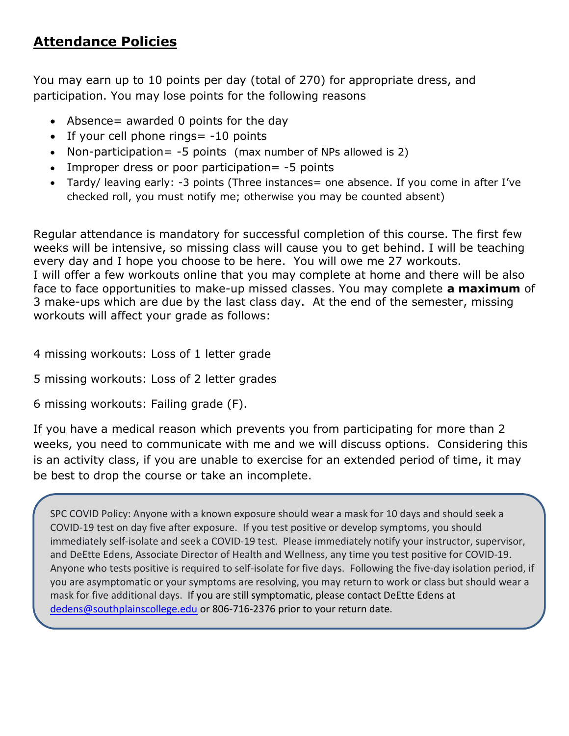## **Attendance Policies**

You may earn up to 10 points per day (total of 270) for appropriate dress, and participation. You may lose points for the following reasons

- Absence= awarded 0 points for the day
- If your cell phone rings= -10 points
- Non-participation= -5 points (max number of NPs allowed is 2)
- Improper dress or poor participation= -5 points
- Tardy/ leaving early: -3 points (Three instances= one absence. If you come in after I've checked roll, you must notify me; otherwise you may be counted absent)

Regular attendance is mandatory for successful completion of this course. The first few weeks will be intensive, so missing class will cause you to get behind. I will be teaching every day and I hope you choose to be here. You will owe me 27 workouts.
I will offer a few workouts online that you may complete at home and there will be also face to face opportunities to make-up missed classes. You may complete **a maximum** of 3 make-ups which are due by the last class day. At the end of the semester, missing workouts will affect your grade as follows:

4 missing workouts: Loss of 1 letter grade

5 missing workouts: Loss of 2 letter grades

6 missing workouts: Failing grade (F).

If you have a medical reason which prevents you from participating for more than 2 weeks, you need to communicate with me and we will discuss options. Considering this is an activity class, if you are unable to exercise for an extended period of time, it may be best to drop the course or take an incomplete.

SPC COVID Policy: Anyone with a known exposure should wear a mask for 10 days and should seek a COVID-19 test on day five after exposure. If you test positive or develop symptoms, you should immediately self-isolate and seek a COVID-19 test. Please immediately notify your instructor, supervisor, and DeEtte Edens, Associate Director of Health and Wellness, any time you test positive for COVID-19. Anyone who tests positive is required to self-isolate for five days. Following the five-day isolation period, if you are asymptomatic or your symptoms are resolving, you may return to work or class but should wear a mask for five additional days. If you are still symptomatic, please contact DeEtte Edens at dedens@southplainscollege.edu or 806-716-2376 prior to your return date.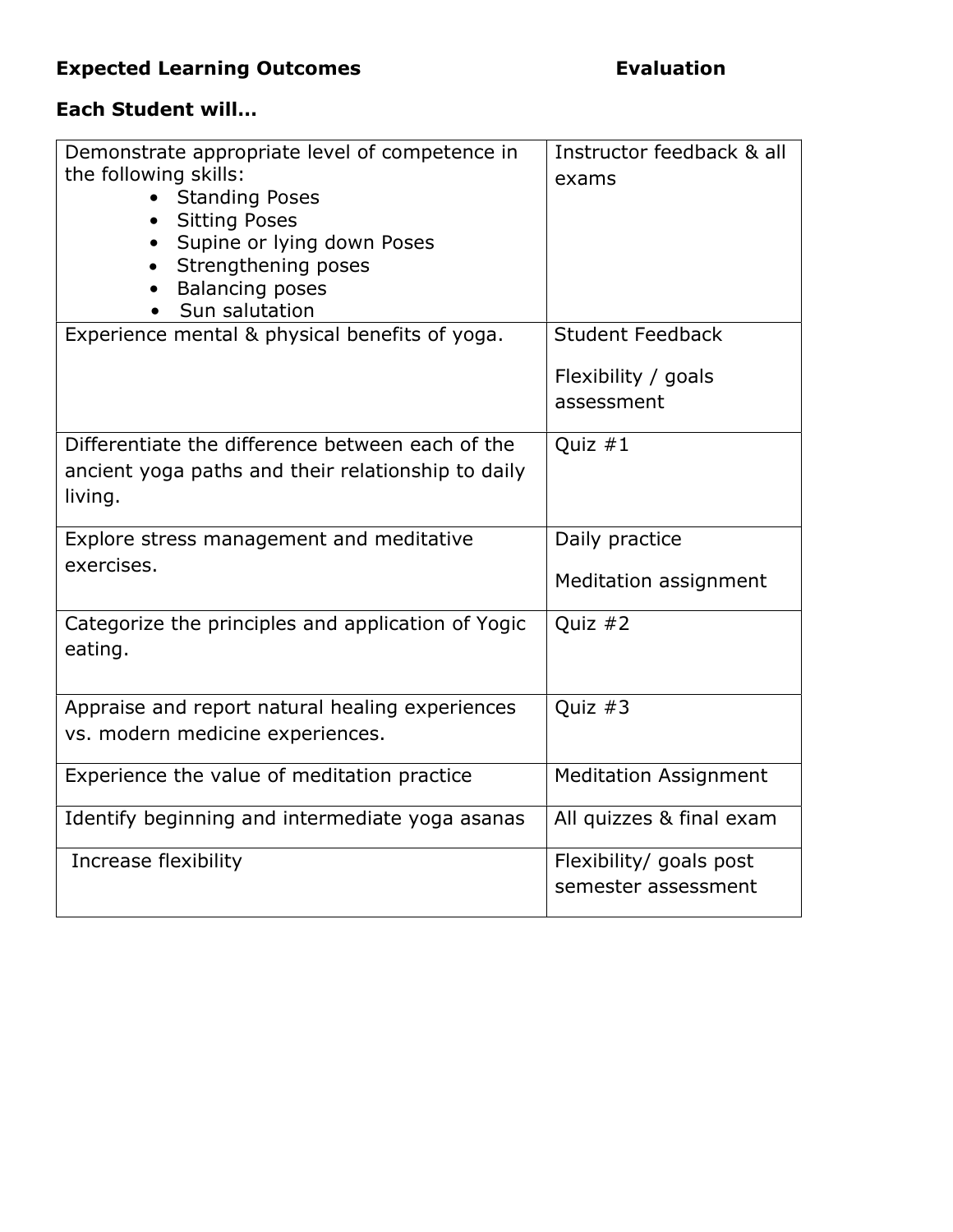**Expected Learning Outcomes** **Evaluation**

**Each Student will…**

| Expected Learning Outcomes | Evaluation |
|---|---|
| Demonstrate appropriate level of competence in the following skills:<br>• Standing Poses<br>• Sitting Poses<br>• Supine or lying down Poses<br>• Strengthening poses<br>• Balancing poses<br>• Sun salutation | Instructor feedback & all exams |
| Experience mental & physical benefits of yoga. | Student Feedback<br><br>Flexibility / goals assessment |
| Differentiate the difference between each of the ancient yoga paths and their relationship to daily living. | Quiz #1 |
| Explore stress management and meditative exercises. | Daily practice<br><br>Meditation assignment |
| Categorize the principles and application of Yogic eating. | Quiz #2 |
| Appraise and report natural healing experiences vs. modern medicine experiences. | Quiz #3 |
| Experience the value of meditation practice | Meditation Assignment |
| Identify beginning and intermediate yoga asanas | All quizzes & final exam |
| Increase flexibility | Flexibility/ goals post semester assessment |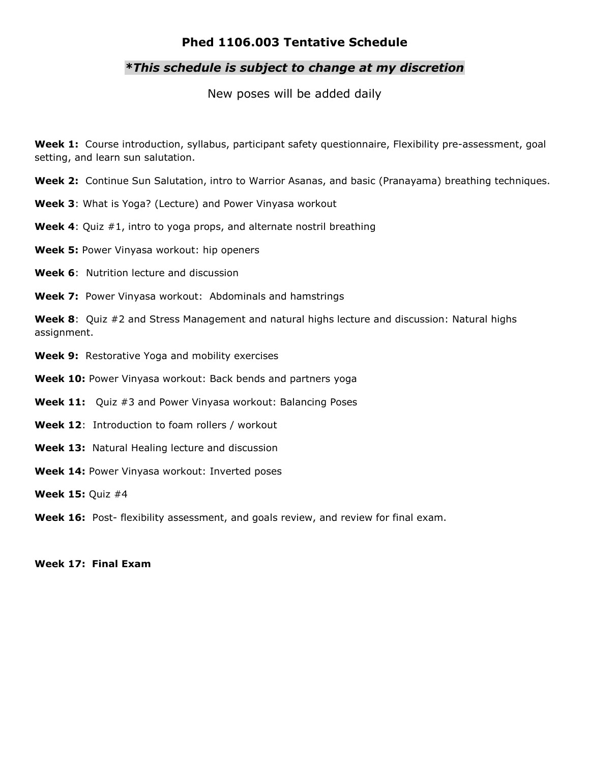# Phed 1106.003 Tentative Schedule

## *\*This schedule is subject to change at my discretion*

New poses will be added daily

**Week 1:** Course introduction, syllabus, participant safety questionnaire, Flexibility pre-assessment, goal setting, and learn sun salutation.

**Week 2:** Continue Sun Salutation, intro to Warrior Asanas, and basic (Pranayama) breathing techniques.

**Week 3**: What is Yoga? (Lecture) and Power Vinyasa workout

**Week 4**: Quiz #1, intro to yoga props, and alternate nostril breathing

**Week 5:** Power Vinyasa workout: hip openers

**Week 6**: Nutrition lecture and discussion

**Week 7:** Power Vinyasa workout: Abdominals and hamstrings

**Week 8**: Quiz #2 and Stress Management and natural highs lecture and discussion: Natural highs assignment.

**Week 9:** Restorative Yoga and mobility exercises

**Week 10:** Power Vinyasa workout: Back bends and partners yoga

**Week 11:** Quiz #3 and Power Vinyasa workout: Balancing Poses

**Week 12**: Introduction to foam rollers / workout

**Week 13:** Natural Healing lecture and discussion

**Week 14:** Power Vinyasa workout: Inverted poses

**Week 15:** Quiz #4

**Week 16:** Post- flexibility assessment, and goals review, and review for final exam.

**Week 17: Final Exam**